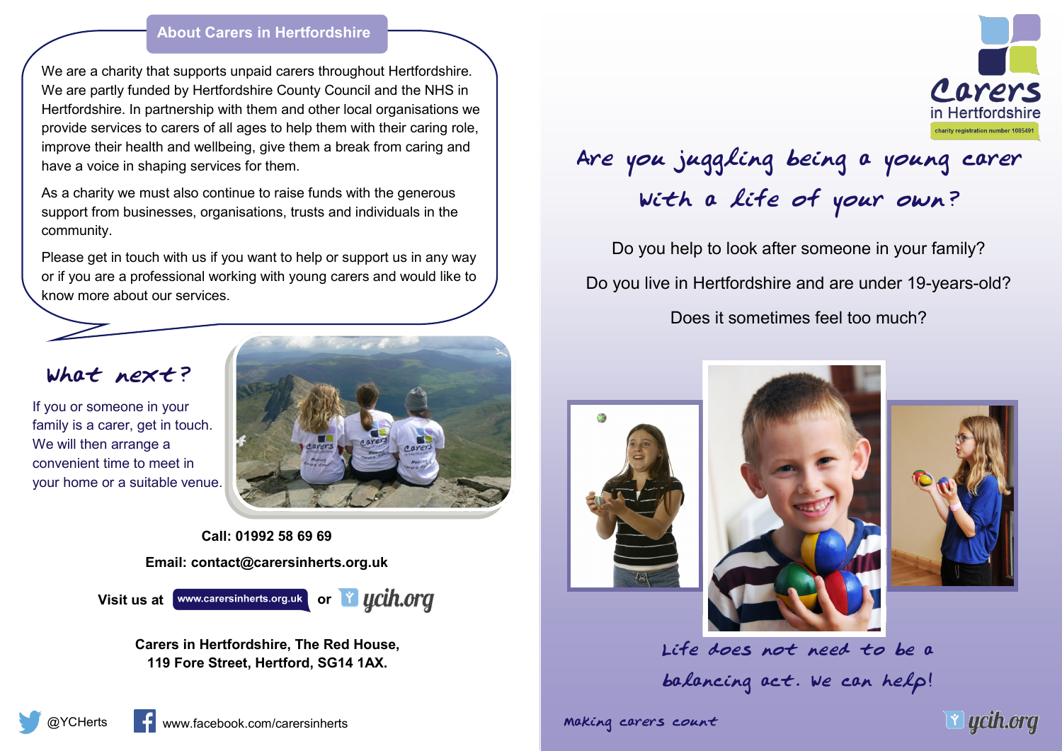## About Carers in Hertfordshire

We are a charity that supports unpaid carers throughout Hertfordshire. We are partly funded by Hertfordshire County Council and the NHS in Hertfordshire. In partnership with them and other local organisations we provide services to carers of all ages to help them with their caring role, improve their health and wellbeing, give them a break from caring and have a voice in shaping services for them.

As a charity we must also continue to raise funds with the generous support from businesses, organisations, trusts and individuals in the community.

Please get in touch with us if you want to help or support us in any way or if you are a professional working with young carers and would like to know more about our services.

## What next?

If you or someone in your family is a carer, get in touch. We will then arrange a convenient time to meet in your home or a suitable venue.

**Call: 01992 58 69 69**

**Email: contact@carersinherts.org.uk**

**Visit us at** www.carersinherts.org.uk **or** ycih.org

**Carers in Hertfordshire, The Red House, 119 Fore Street, Hertford, SG14 1AX.**

@YCHerts

www.facebook.com/carersinherts

---

Carers in Hertfordshire

charity registration number 1085491

# Are you juggling being a young carer with a life of your own?

Do you help to look after someone in your family?

Do you live in Hertfordshire and are under 19-years-old?

Does it sometimes feel too much?

*Life does not need to be a balancing act. We can help!*

*Making carers count*

ycih.org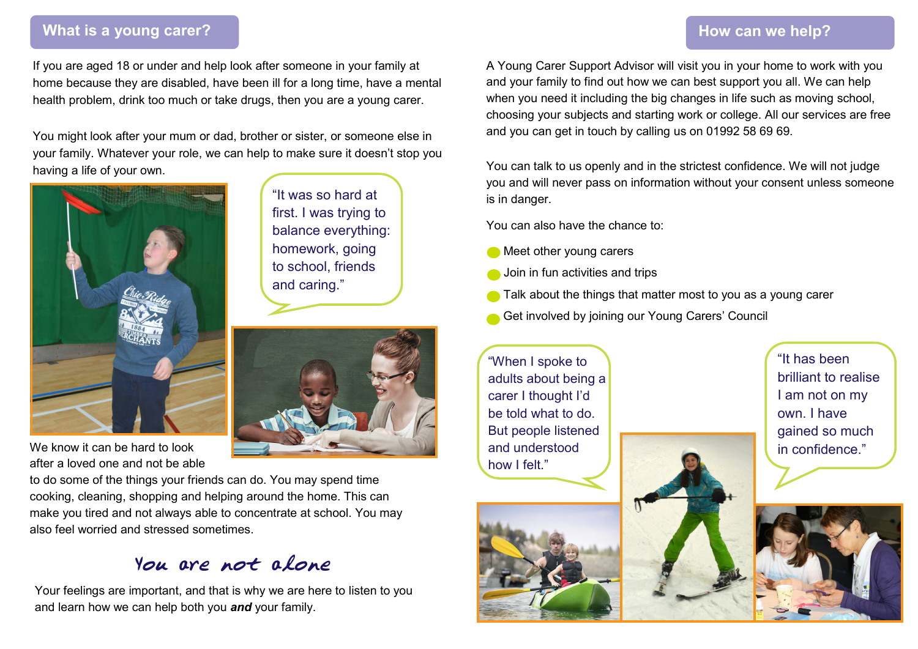## What is a young carer?

If you are aged 18 or under and help look after someone in your family at home because they are disabled, have been ill for a long time, have a mental health problem, drink too much or take drugs, then you are a young carer.

You might look after your mum or dad, brother or sister, or someone else in your family. Whatever your role, we can help to make sure it doesn't stop you having a life of your own.

"It was so hard at first. I was trying to balance everything: homework, going to school, friends and caring."

We know it can be hard to look after a loved one and not be able to do some of the things your friends can do. You may spend time cooking, cleaning, shopping and helping around the home. This can make you tired and not always able to concentrate at school. You may also feel worried and stressed sometimes.

### You are not alone

Your feelings are important, and that is why we are here to listen to you and learn how we can help both you ***and*** your family.

## How can we help?

A Young Carer Support Advisor will visit you in your home to work with you and your family to find out how we can best support you all. We can help when you need it including the big changes in life such as moving school, choosing your subjects and starting work or college. All our services are free and you can get in touch by calling us on 01992 58 69 69.

You can talk to us openly and in the strictest confidence. We will not judge you and will never pass on information without your consent unless someone is in danger.

You can also have the chance to:

- Meet other young carers
- Join in fun activities and trips
- Talk about the things that matter most to you as a young carer
- Get involved by joining our Young Carers' Council

"When I spoke to adults about being a carer I thought I'd be told what to do. But people listened and understood how I felt."

"It has been brilliant to realise I am not on my own. I have gained so much in confidence."